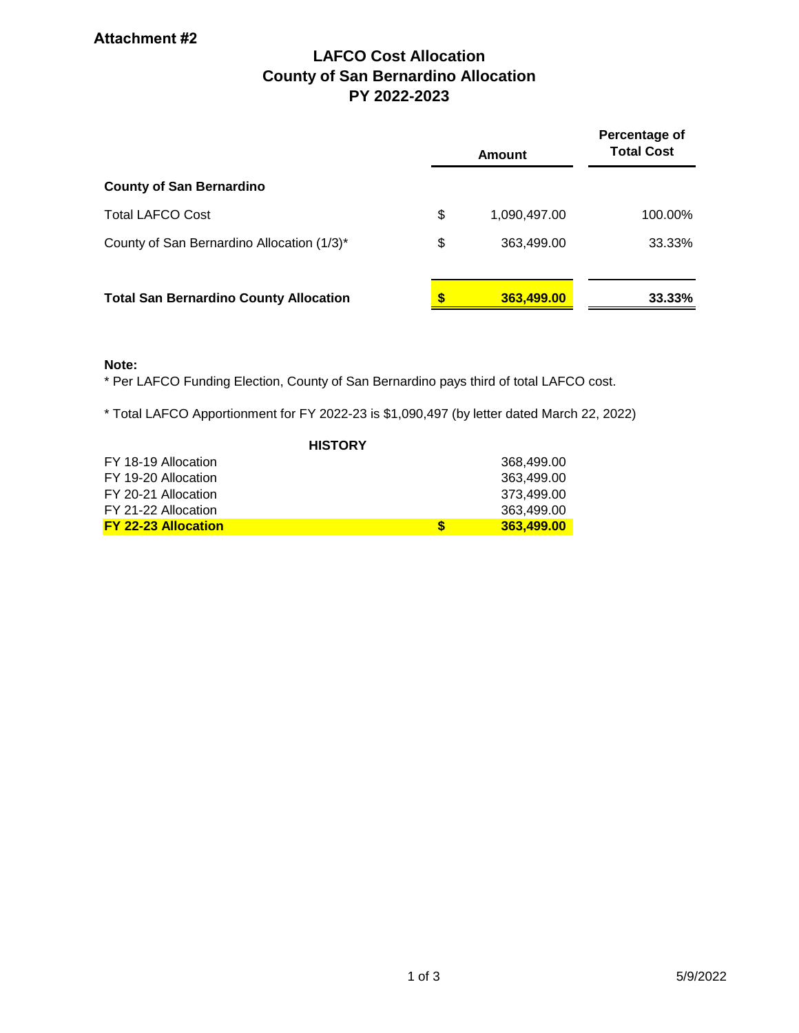**Attachment #2**

# LAFCO Cost Allocation
## County of San Bernardino Allocation
## PY 2022-2023

| | | Amount | Percentage of Total Cost |
|---|---|---|---|
| **County of San Bernardino** | | | |
| Total LAFCO Cost | $ | 1,090,497.00 | 100.00% |
| County of San Bernardino Allocation (1/3)* | $ | 363,499.00 | 33.33% |
| **Total San Bernardino County Allocation** | **$** | **363,499.00** | **33.33%** |

**Note:**

* Per LAFCO Funding Election, County of San Bernardino pays third of total LAFCO cost.

* Total LAFCO Apportionment for FY 2022-23 is $1,090,497 (by letter dated March 22, 2022)

**HISTORY**

| | | |
|---|---|---|
| FY 18-19 Allocation | | 368,499.00 |
| FY 19-20 Allocation | | 363,499.00 |
| FY 20-21 Allocation | | 373,499.00 |
| FY 21-22 Allocation | | 363,499.00 |
| **FY 22-23 Allocation** | **$** | **363,499.00** |

5/9/2022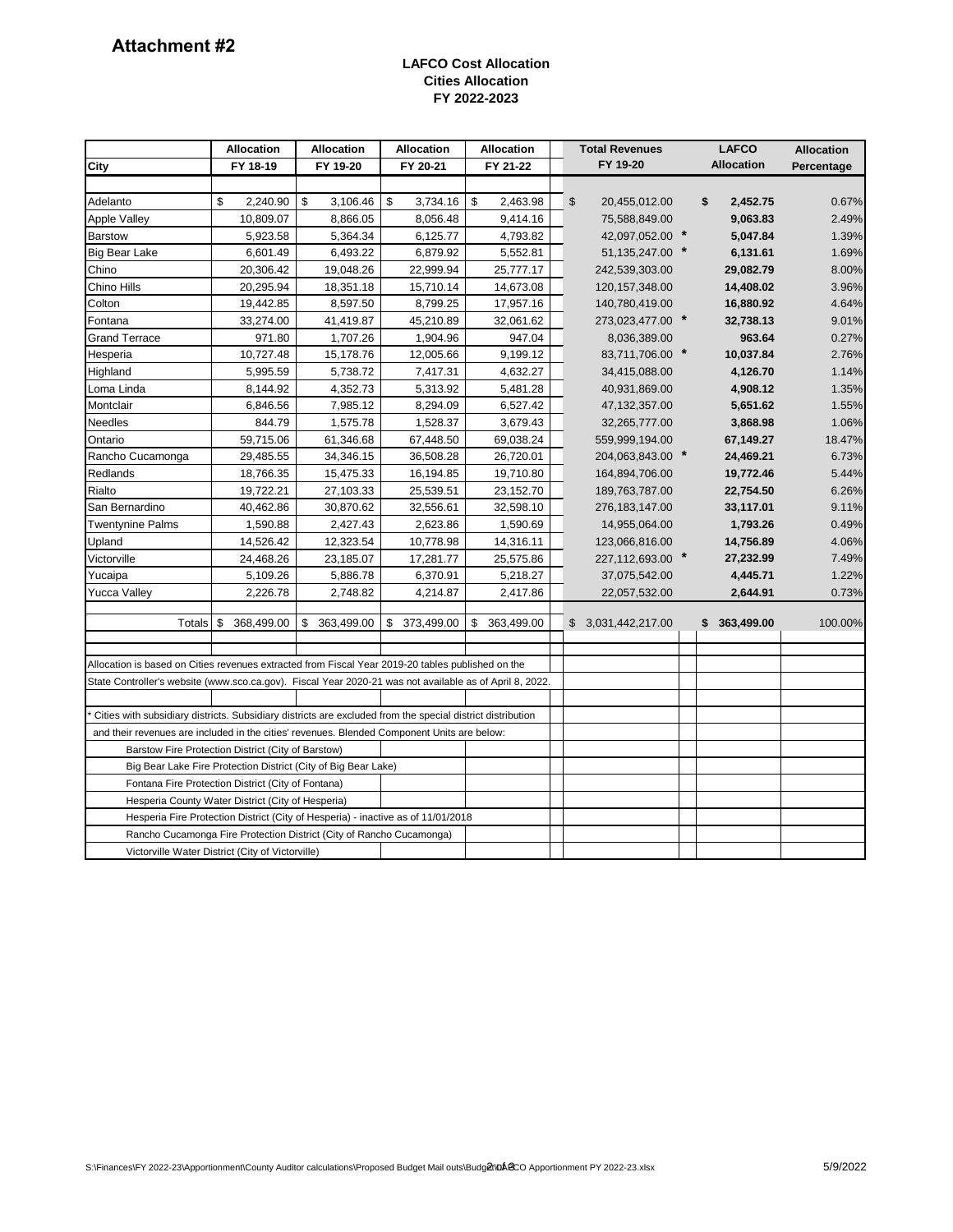# Attachment #2

**LAFCO Cost Allocation**
**Cities Allocation**
**FY 2022-2023**

| City | Allocation FY 18-19 | Allocation FY 19-20 | Allocation FY 20-21 | Allocation FY 21-22 | Total Revenues FY 19-20 | | LAFCO Allocation | Allocation Percentage |
|---|---|---|---|---|---|---|---|---|
| Adelanto | $ 2,240.90 | $ 3,106.46 | $ 3,734.16 | $ 2,463.98 | $ 20,455,012.00 | | **$ 2,452.75** | 0.67% |
| Apple Valley | 10,809.07 | 8,866.05 | 8,056.48 | 9,414.16 | 75,588,849.00 | | **9,063.83** | 2.49% |
| Barstow | 5,923.58 | 5,364.34 | 6,125.77 | 4,793.82 | 42,097,052.00 | * | **5,047.84** | 1.39% |
| Big Bear Lake | 6,601.49 | 6,493.22 | 6,879.92 | 5,552.81 | 51,135,247.00 | * | **6,131.61** | 1.69% |
| Chino | 20,306.42 | 19,048.26 | 22,999.94 | 25,777.17 | 242,539,303.00 | | **29,082.79** | 8.00% |
| Chino Hills | 20,295.94 | 18,351.18 | 15,710.14 | 14,673.08 | 120,157,348.00 | | **14,408.02** | 3.96% |
| Colton | 19,442.85 | 8,597.50 | 8,799.25 | 17,957.16 | 140,780,419.00 | | **16,880.92** | 4.64% |
| Fontana | 33,274.00 | 41,419.87 | 45,210.89 | 32,061.62 | 273,023,477.00 | * | **32,738.13** | 9.01% |
| Grand Terrace | 971.80 | 1,707.26 | 1,904.96 | 947.04 | 8,036,389.00 | | **963.64** | 0.27% |
| Hesperia | 10,727.48 | 15,178.76 | 12,005.66 | 9,199.12 | 83,711,706.00 | * | **10,037.84** | 2.76% |
| Highland | 5,995.59 | 5,738.72 | 7,417.31 | 4,632.27 | 34,415,088.00 | | **4,126.70** | 1.14% |
| Loma Linda | 8,144.92 | 4,352.73 | 5,313.92 | 5,481.28 | 40,931,869.00 | | **4,908.12** | 1.35% |
| Montclair | 6,846.56 | 7,985.12 | 8,294.09 | 6,527.42 | 47,132,357.00 | | **5,651.62** | 1.55% |
| Needles | 844.79 | 1,575.78 | 1,528.37 | 3,679.43 | 32,265,777.00 | | **3,868.98** | 1.06% |
| Ontario | 59,715.06 | 61,346.68 | 67,448.50 | 69,038.24 | 559,999,194.00 | | **67,149.27** | 18.47% |
| Rancho Cucamonga | 29,485.55 | 34,346.15 | 36,508.28 | 26,720.01 | 204,063,843.00 | * | **24,469.21** | 6.73% |
| Redlands | 18,766.35 | 15,475.33 | 16,194.85 | 19,710.80 | 164,894,706.00 | | **19,772.46** | 5.44% |
| Rialto | 19,722.21 | 27,103.33 | 25,539.51 | 23,152.70 | 189,763,787.00 | | **22,754.50** | 6.26% |
| San Bernardino | 40,462.86 | 30,870.62 | 32,556.61 | 32,598.10 | 276,183,147.00 | | **33,117.01** | 9.11% |
| Twentynine Palms | 1,590.88 | 2,427.43 | 2,623.86 | 1,590.69 | 14,955,064.00 | | **1,793.26** | 0.49% |
| Upland | 14,526.42 | 12,323.54 | 10,778.98 | 14,316.11 | 123,066,816.00 | | **14,756.89** | 4.06% |
| Victorville | 24,468.26 | 23,185.07 | 17,281.77 | 25,575.86 | 227,112,693.00 | * | **27,232.99** | 7.49% |
| Yucaipa | 5,109.26 | 5,886.78 | 6,370.91 | 5,218.27 | 37,075,542.00 | | **4,445.71** | 1.22% |
| Yucca Valley | 2,226.78 | 2,748.82 | 4,214.87 | 2,417.86 | 22,057,532.00 | | **2,644.91** | 0.73% |
| Totals | $ 368,499.00 | $ 363,499.00 | $ 373,499.00 | $ 363,499.00 | $ 3,031,442,217.00 | | **$ 363,499.00** | 100.00% |

Allocation is based on Cities revenues extracted from Fiscal Year 2019-20 tables published on the State Controller's website (www.sco.ca.gov). Fiscal Year 2020-21 was not available as of April 8, 2022.

\* Cities with subsidiary districts. Subsidiary districts are excluded from the special district distribution and their revenues are included in the cities' revenues. Blended Component Units are below:

- Barstow Fire Protection District (City of Barstow)
- Big Bear Lake Fire Protection District (City of Big Bear Lake)
- Fontana Fire Protection District (City of Fontana)
- Hesperia County Water District (City of Hesperia)
- Hesperia Fire Protection District (City of Hesperia) - inactive as of 11/01/2018
- Rancho Cucamonga Fire Protection District (City of Rancho Cucamonga)
- Victorville Water District (City of Victorville)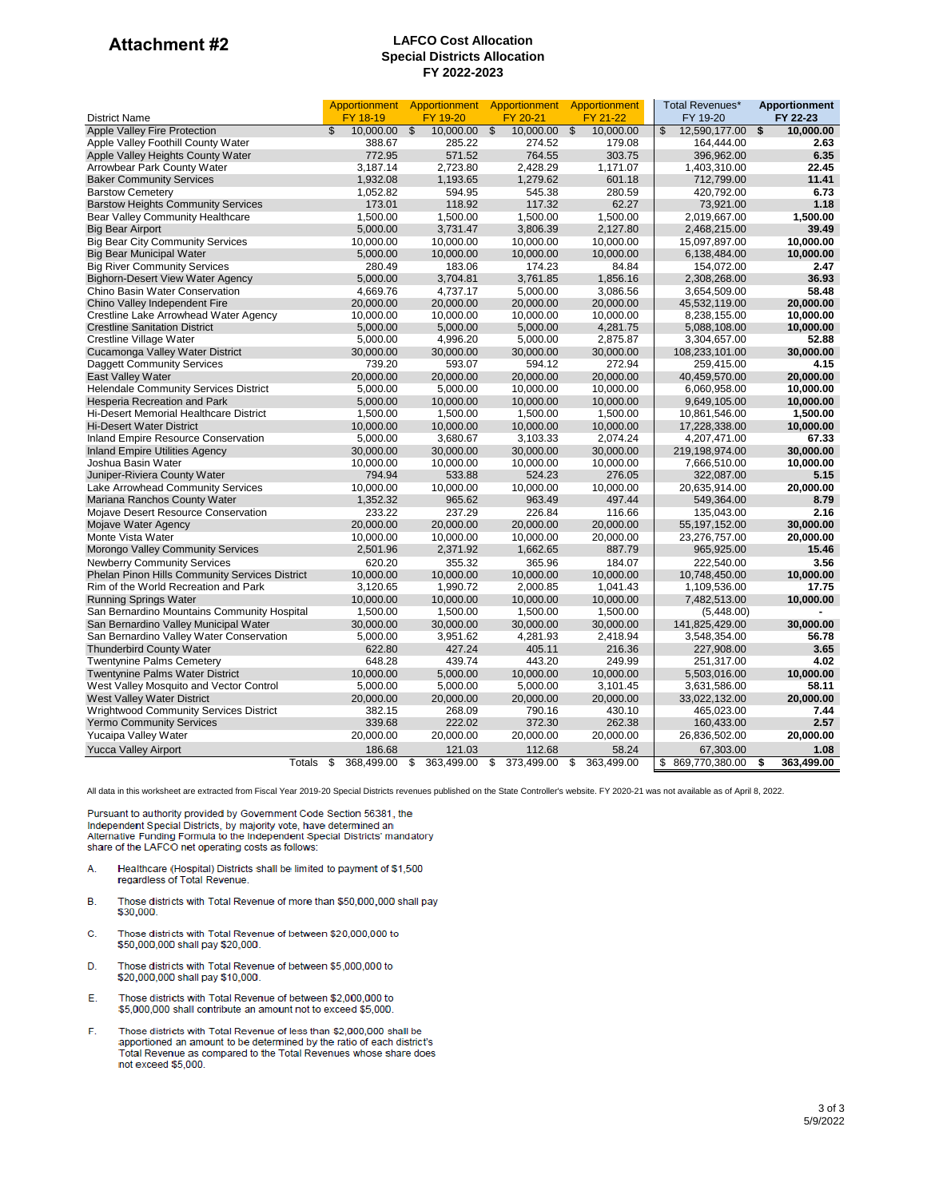**Attachment #2**

# LAFCO Cost Allocation
## Special Districts Allocation
## FY 2022-2023

| District Name | Apportionment FY 18-19 | Apportionment FY 19-20 | Apportionment FY 20-21 | Apportionment FY 21-22 | Total Revenues* FY 19-20 | Apportionment FY 22-23 |
|---|---|---|---|---|---|---|
| Apple Valley Fire Protection | $ 10,000.00 | $ 10,000.00 | $ 10,000.00 | $ 10,000.00 | $ 12,590,177.00 | **$ 10,000.00** |
| Apple Valley Foothill County Water | 388.67 | 285.22 | 274.52 | 179.08 | 164,444.00 | **2.63** |
| Apple Valley Heights County Water | 772.95 | 571.52 | 764.55 | 303.75 | 396,962.00 | **6.35** |
| Arrowbear Park County Water | 3,187.14 | 2,723.80 | 2,428.29 | 1,171.07 | 1,403,310.00 | **22.45** |
| Baker Community Services | 1,932.08 | 1,193.65 | 1,279.62 | 601.18 | 712,799.00 | **11.41** |
| Barstow Cemetery | 1,052.82 | 594.95 | 545.38 | 280.59 | 420,792.00 | **6.73** |
| Barstow Heights Community Services | 173.01 | 118.92 | 117.32 | 62.27 | 73,921.00 | **1.18** |
| Bear Valley Community Healthcare | 1,500.00 | 1,500.00 | 1,500.00 | 1,500.00 | 2,019,667.00 | **1,500.00** |
| Big Bear Airport | 5,000.00 | 3,731.47 | 3,806.39 | 2,127.80 | 2,468,215.00 | **39.49** |
| Big Bear City Community Services | 10,000.00 | 10,000.00 | 10,000.00 | 10,000.00 | 15,097,897.00 | **10,000.00** |
| Big Bear Municipal Water | 5,000.00 | 10,000.00 | 10,000.00 | 10,000.00 | 6,138,484.00 | **10,000.00** |
| Big River Community Services | 280.49 | 183.06 | 174.23 | 84.84 | 154,072.00 | **2.47** |
| Bighorn-Desert View Water Agency | 5,000.00 | 3,704.81 | 3,761.85 | 1,856.16 | 2,308,268.00 | **36.93** |
| Chino Basin Water Conservation | 4,669.76 | 4,737.17 | 5,000.00 | 3,086.56 | 3,654,509.00 | **58.48** |
| Chino Valley Independent Fire | 20,000.00 | 20,000.00 | 20,000.00 | 20,000.00 | 45,532,119.00 | **20,000.00** |
| Crestline Lake Arrowhead Water Agency | 10,000.00 | 10,000.00 | 10,000.00 | 10,000.00 | 8,238,155.00 | **10,000.00** |
| Crestline Sanitation District | 5,000.00 | 5,000.00 | 5,000.00 | 4,281.75 | 5,088,108.00 | **10,000.00** |
| Crestline Village Water | 5,000.00 | 4,996.20 | 5,000.00 | 2,875.87 | 3,304,657.00 | **52.88** |
| Cucamonga Valley Water District | 30,000.00 | 30,000.00 | 30,000.00 | 30,000.00 | 108,233,101.00 | **30,000.00** |
| Daggett Community Services | 739.20 | 593.07 | 594.12 | 272.94 | 259,415.00 | **4.15** |
| East Valley Water | 20,000.00 | 20,000.00 | 20,000.00 | 20,000.00 | 40,459,570.00 | **20,000.00** |
| Helendale Community Services District | 5,000.00 | 5,000.00 | 10,000.00 | 10,000.00 | 6,060,958.00 | **10,000.00** |
| Hesperia Recreation and Park | 5,000.00 | 10,000.00 | 10,000.00 | 10,000.00 | 9,649,105.00 | **10,000.00** |
| Hi-Desert Memorial Healthcare District | 1,500.00 | 1,500.00 | 1,500.00 | 1,500.00 | 10,861,546.00 | **1,500.00** |
| Hi-Desert Water District | 10,000.00 | 10,000.00 | 10,000.00 | 10,000.00 | 17,228,338.00 | **10,000.00** |
| Inland Empire Resource Conservation | 5,000.00 | 3,680.67 | 3,103.33 | 2,074.24 | 4,207,471.00 | **67.33** |
| Inland Empire Utilities Agency | 30,000.00 | 30,000.00 | 30,000.00 | 30,000.00 | 219,198,974.00 | **30,000.00** |
| Joshua Basin Water | 10,000.00 | 10,000.00 | 10,000.00 | 10,000.00 | 7,666,510.00 | **10,000.00** |
| Juniper-Riviera County Water | 794.94 | 533.88 | 524.23 | 276.05 | 322,087.00 | **5.15** |
| Lake Arrowhead Community Services | 10,000.00 | 10,000.00 | 10,000.00 | 10,000.00 | 20,635,914.00 | **20,000.00** |
| Mariana Ranchos County Water | 1,352.32 | 965.62 | 963.49 | 497.44 | 549,364.00 | **8.79** |
| Mojave Desert Resource Conservation | 233.22 | 237.29 | 226.84 | 116.66 | 135,043.00 | **2.16** |
| Mojave Water Agency | 20,000.00 | 20,000.00 | 20,000.00 | 20,000.00 | 55,197,152.00 | **30,000.00** |
| Monte Vista Water | 10,000.00 | 10,000.00 | 10,000.00 | 20,000.00 | 23,276,757.00 | **20,000.00** |
| Morongo Valley Community Services | 2,501.96 | 2,371.92 | 1,662.65 | 887.79 | 965,925.00 | **15.46** |
| Newberry Community Services | 620.20 | 355.32 | 365.96 | 184.07 | 222,540.00 | **3.56** |
| Phelan Pinon Hills Community Services District | 10,000.00 | 10,000.00 | 10,000.00 | 10,000.00 | 10,748,450.00 | **10,000.00** |
| Rim of the World Recreation and Park | 3,120.65 | 1,990.72 | 2,000.85 | 1,041.43 | 1,109,536.00 | **17.75** |
| Running Springs Water | 10,000.00 | 10,000.00 | 10,000.00 | 10,000.00 | 7,482,513.00 | **10,000.00** |
| San Bernardino Mountains Community Hospital | 1,500.00 | 1,500.00 | 1,500.00 | 1,500.00 | (5,448.00) | **-** |
| San Bernardino Valley Municipal Water | 30,000.00 | 30,000.00 | 30,000.00 | 30,000.00 | 141,825,429.00 | **30,000.00** |
| San Bernardino Valley Water Conservation | 5,000.00 | 3,951.62 | 4,281.93 | 2,418.94 | 3,548,354.00 | **56.78** |
| Thunderbird County Water | 622.80 | 427.24 | 405.11 | 216.36 | 227,908.00 | **3.65** |
| Twentynine Palms Cemetery | 648.28 | 439.74 | 443.20 | 249.99 | 251,317.00 | **4.02** |
| Twentynine Palms Water District | 10,000.00 | 5,000.00 | 10,000.00 | 10,000.00 | 5,503,016.00 | **10,000.00** |
| West Valley Mosquito and Vector Control | 5,000.00 | 5,000.00 | 5,000.00 | 3,101.45 | 3,631,586.00 | **58.11** |
| West Valley Water District | 20,000.00 | 20,000.00 | 20,000.00 | 20,000.00 | 33,022,132.00 | **20,000.00** |
| Wrightwood Community Services District | 382.15 | 268.09 | 790.16 | 430.10 | 465,023.00 | **7.44** |
| Yermo Community Services | 339.68 | 222.02 | 372.30 | 262.38 | 160,433.00 | **2.57** |
| Yucaipa Valley Water | 20,000.00 | 20,000.00 | 20,000.00 | 20,000.00 | 26,836,502.00 | **20,000.00** |
| Yucca Valley Airport | 186.68 | 121.03 | 112.68 | 58.24 | 67,303.00 | **1.08** |
| Totals | $ 368,499.00 | $ 363,499.00 | $ 373,499.00 | $ 363,499.00 | $ 869,770,380.00 | **$ 363,499.00** |

All data in this worksheet are extracted from Fiscal Year 2019-20 Special Districts revenues published on the State Controller's website. FY 2020-21 was not available as of April 8, 2022.

Pursuant to authority provided by Government Code Section 56381, the Independent Special Districts, by majority vote, have determined an Alternative Funding Formula to the Independent Special Districts' mandatory share of the LAFCO net operating costs as follows:

A. Healthcare (Hospital) Districts shall be limited to payment of $1,500 regardless of Total Revenue.

B. Those districts with Total Revenue of more than $50,000,000 shall pay $30,000.

C. Those districts with Total Revenue of between $20,000,000 to $50,000,000 shall pay $20,000.

D. Those districts with Total Revenue of between $5,000,000 to $20,000,000 shall pay $10,000.

E. Those districts with Total Revenue of between $2,000,000 to $5,000,000 shall contribute an amount not to exceed $5,000.

F. Those districts with Total Revenue of less than $2,000,000 shall be apportioned an amount to be determined by the ratio of each district's Total Revenue as compared to the Total Revenues whose share does not exceed $5,000.

5/9/2022